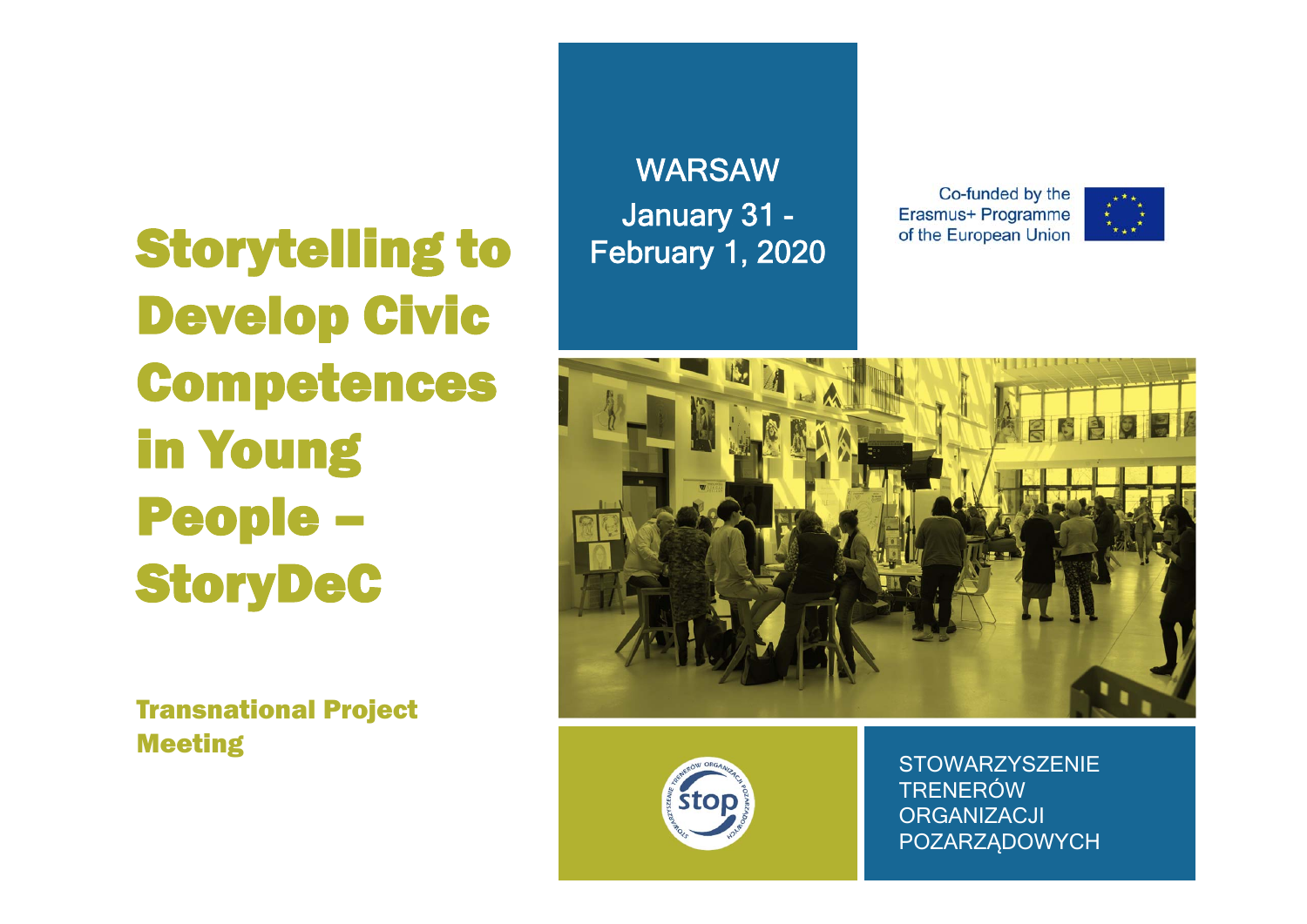# Storytelling to Develop Civic Competences in Young People – StoryDeC

## Transnational Project Meeting

WARSAW
January 31 - February 1, 2020

Co-funded by the Erasmus+ Programme of the European Union

STOWARZYSZENIE TRENERÓW ORGANIZACJI POZARZĄDOWYCH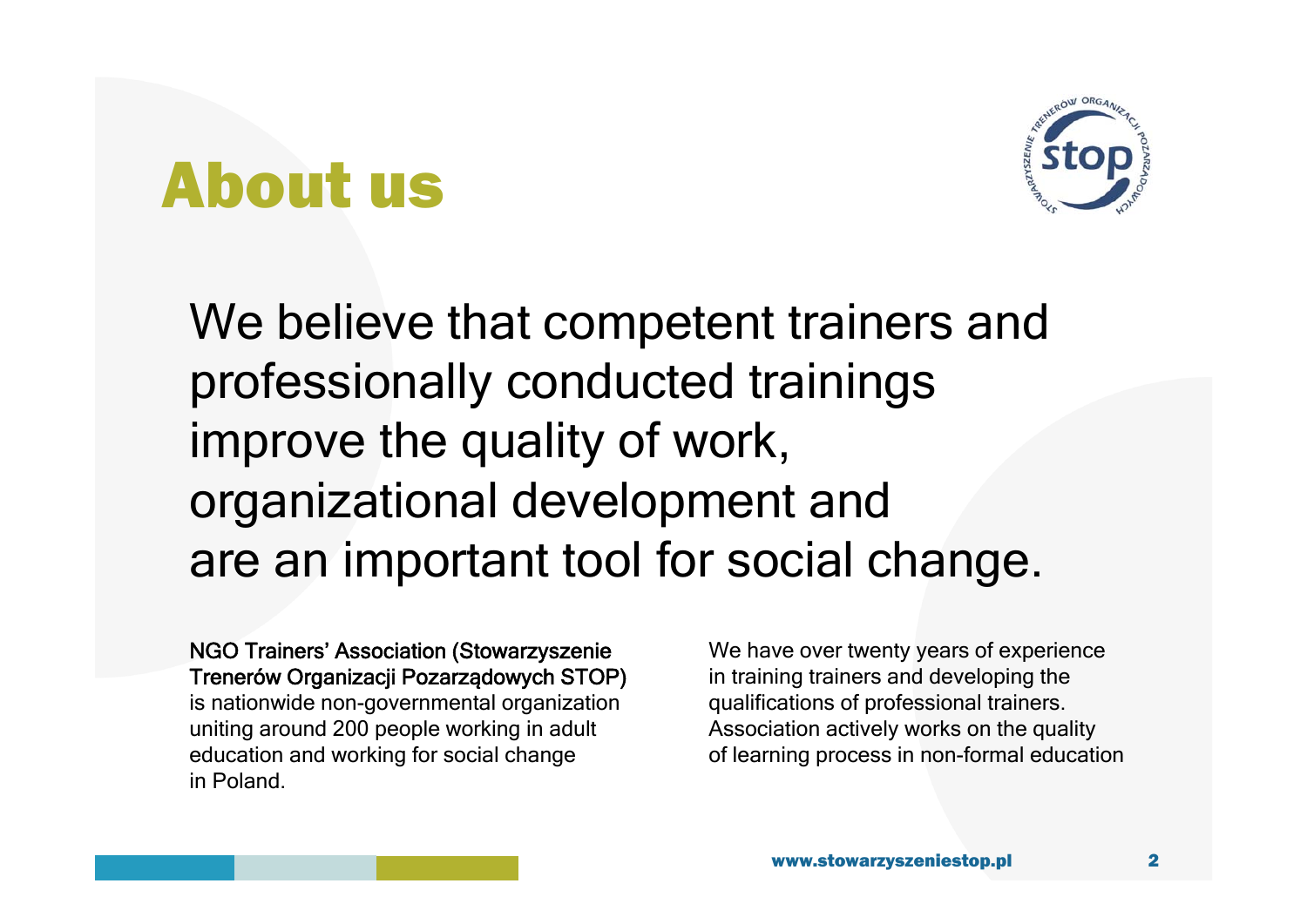# About us

We believe that competent trainers and professionally conducted trainings improve the quality of work, organizational development and are an important tool for social change.

NGO Trainers' Association (Stowarzyszenie Trenerów Organizacji Pozarządowych STOP) is nationwide non-governmental organization uniting around 200 people working in adult education and working for social change in Poland.

We have over twenty years of experience in training trainers and developing the qualifications of professional trainers. Association actively works on the quality of learning process in non-formal education

www.stowarzyszeniestop.pl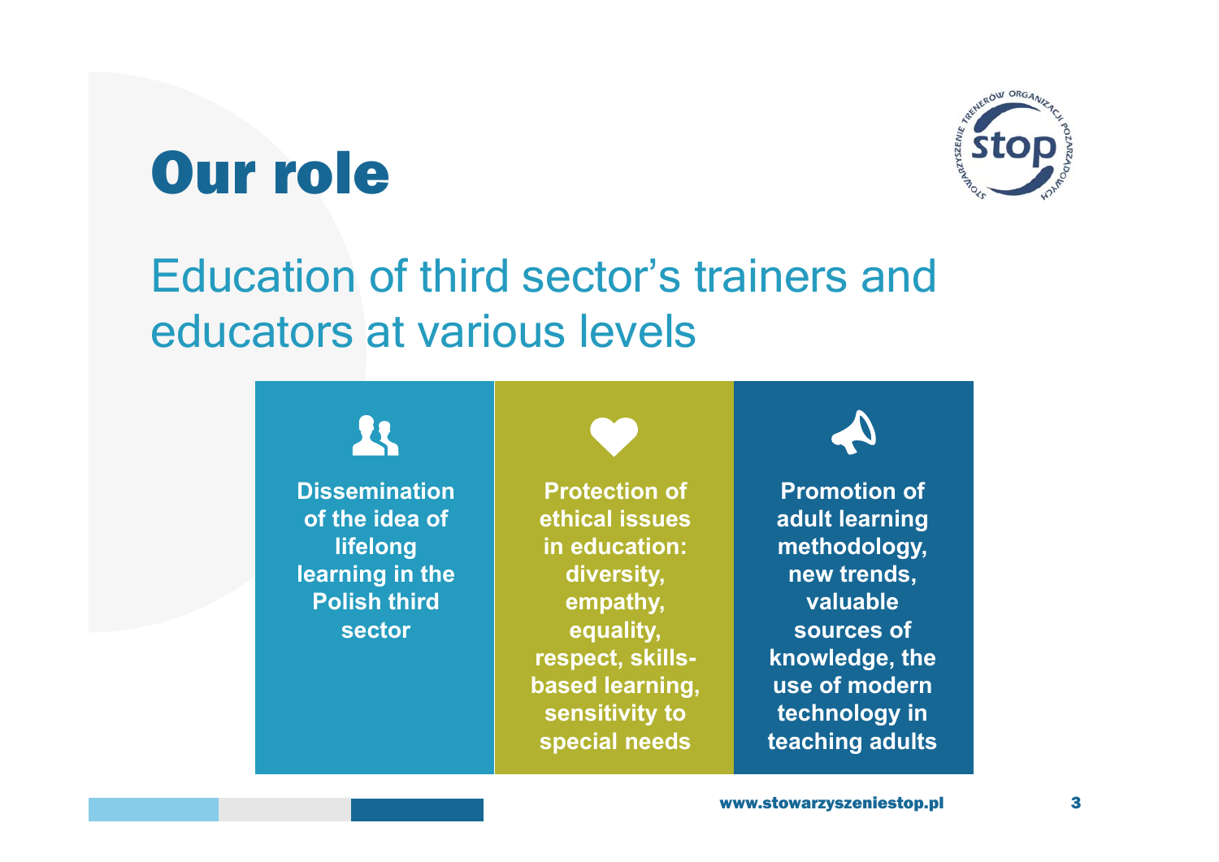# Our role

## Education of third sector's trainers and educators at various levels

- **Dissemination of the idea of lifelong learning in the Polish third sector**
- **Protection of ethical issues in education: diversity, empathy, equality, respect, skills-based learning, sensitivity to special needs**
- **Promotion of adult learning methodology, new trends, valuable sources of knowledge, the use of modern technology in teaching adults**

www.stowarzyszeniestop.pl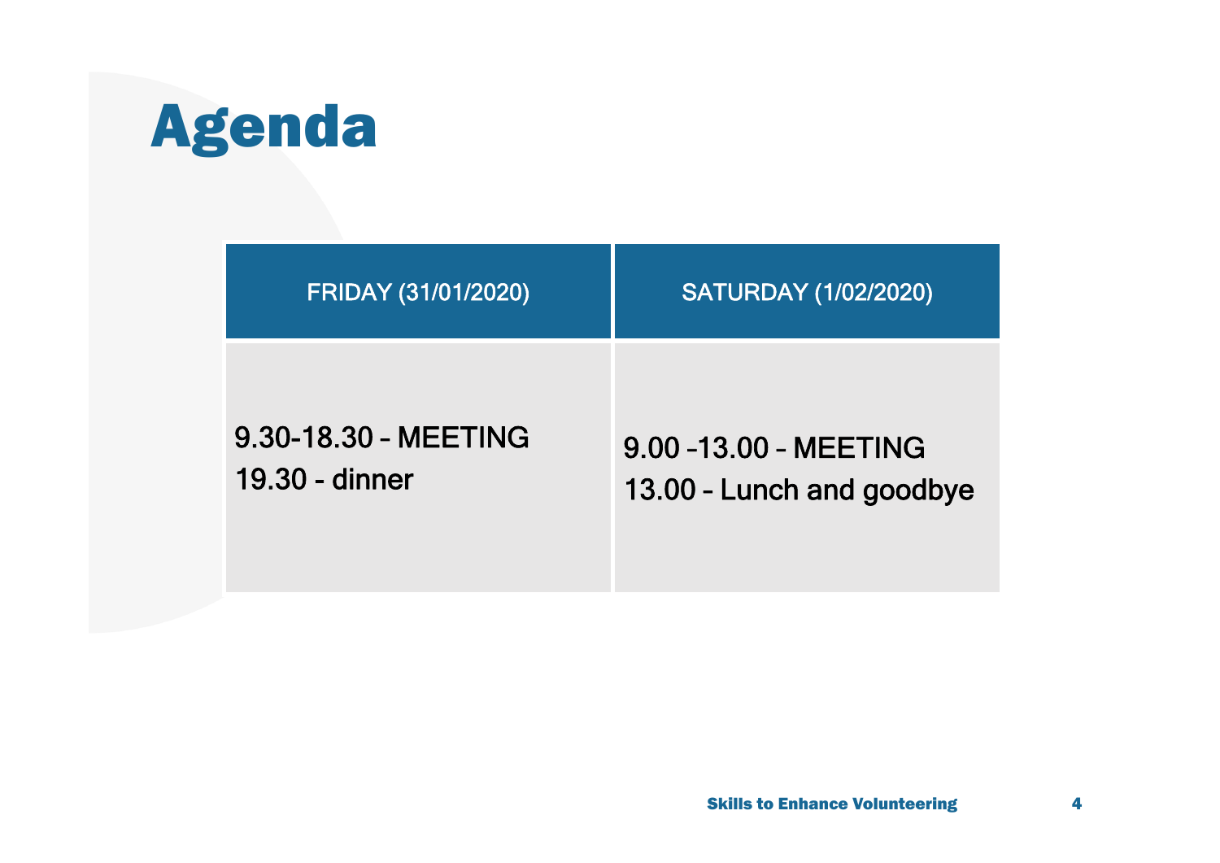# Agenda

| FRIDAY (31/01/2020) | SATURDAY (1/02/2020) |
| --- | --- |
| 9.30-18.30 – MEETING<br>19.30 - dinner | 9.00 –13.00 – MEETING<br>13.00 – Lunch and goodbye |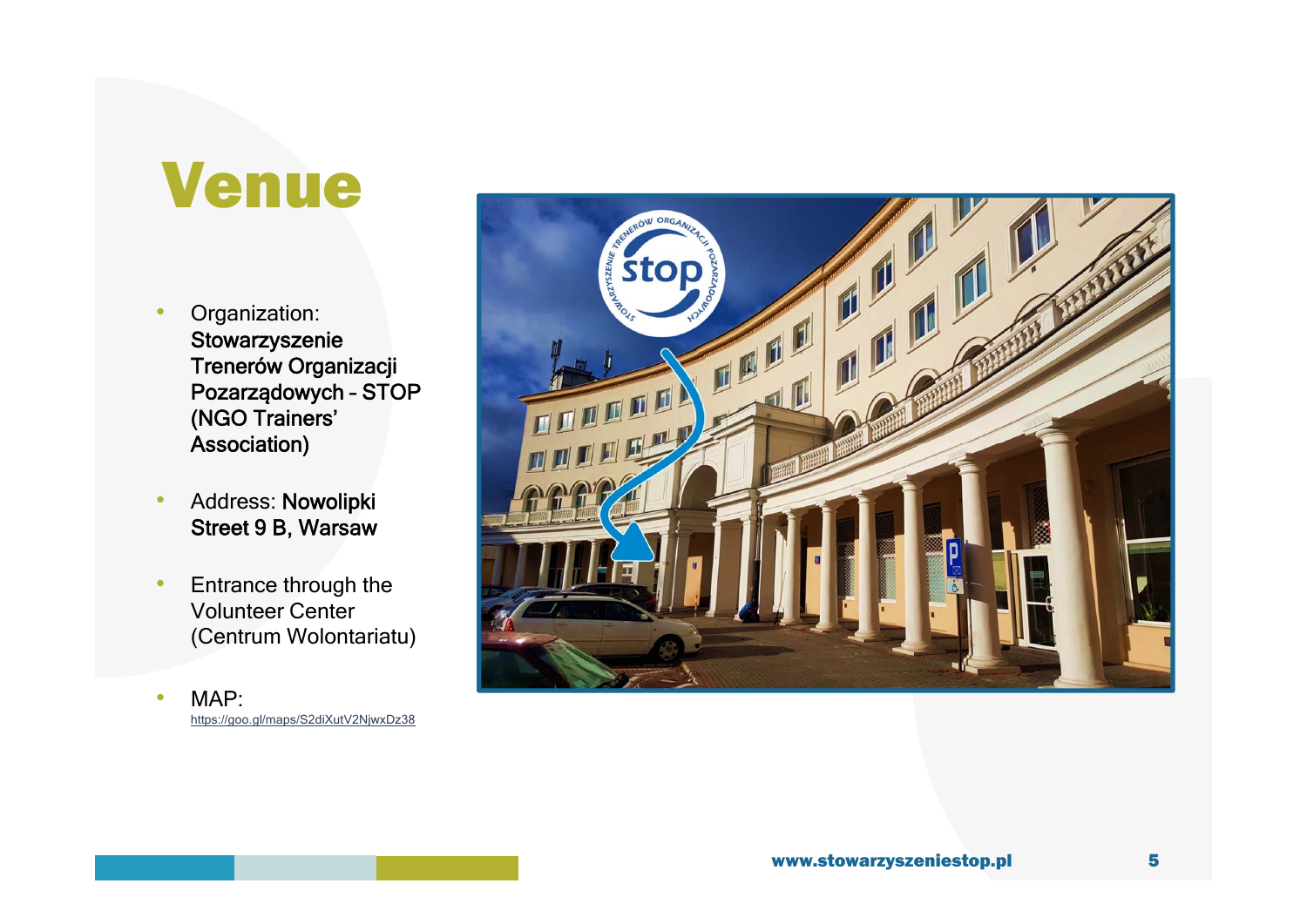# Venue

- Organization: **Stowarzyszenie Trenerów Organizacji Pozarządowych – STOP (NGO Trainers' Association)**
- Address: **Nowolipki Street 9 B, Warsaw**
- Entrance through the Volunteer Center (Centrum Wolontariatu)
- MAP: https://goo.gl/maps/S2diXutV2NjwxDz38

www.stowarzyszeniestop.pl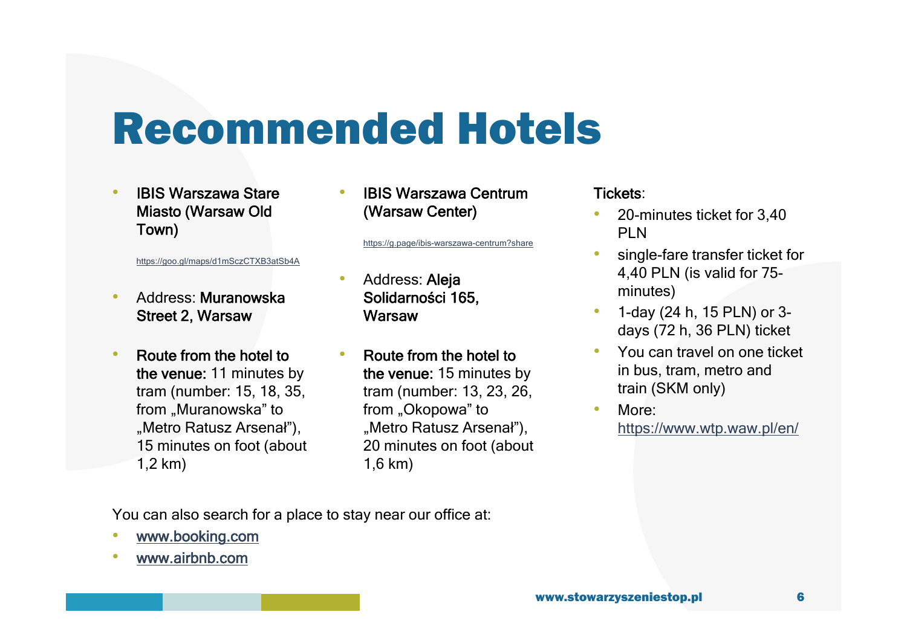# Recommended Hotels

- IBIS Warszawa Stare Miasto (Warsaw Old Town)

  https://goo.gl/maps/d1mSczCTXB3atSb4A

- Address: **Muranowska Street 2, Warsaw**
- **Route from the hotel to the venue:** 11 minutes by tram (number: 15, 18, 35, from „Muranowska” to „Metro Ratusz Arsenał”), 15 minutes on foot (about 1,2 km)

- IBIS Warszawa Centrum (Warsaw Center)

  https://g.page/ibis-warszawa-centrum?share

- Address: **Aleja Solidarności 165, Warsaw**
- **Route from the hotel to the venue:** 15 minutes by tram (number: 13, 23, 26, from „Okopowa” to „Metro Ratusz Arsenał”), 20 minutes on foot (about 1,6 km)

Tickets:

- 20-minutes ticket for 3,40 PLN
- single-fare transfer ticket for 4,40 PLN (is valid for 75-minutes)
- 1-day (24 h, 15 PLN) or 3-days (72 h, 36 PLN) ticket
- You can travel on one ticket in bus, tram, metro and train (SKM only)
- More: https://www.wtp.waw.pl/en/

You can also search for a place to stay near our office at:

- www.booking.com
- www.airbnb.com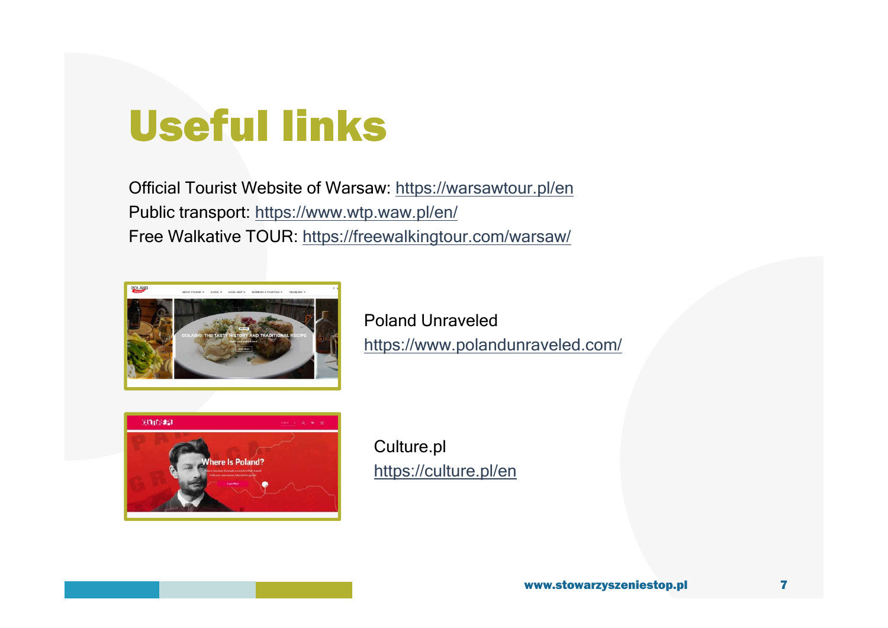# Useful links

Official Tourist Website of Warsaw: https://warsawtour.pl/en
Public transport: https://www.wtp.waw.pl/en/
Free Walkative TOUR: https://freewalkingtour.com/warsaw/

Poland Unraveled
https://www.polandunraveled.com/

Culture.pl
https://culture.pl/en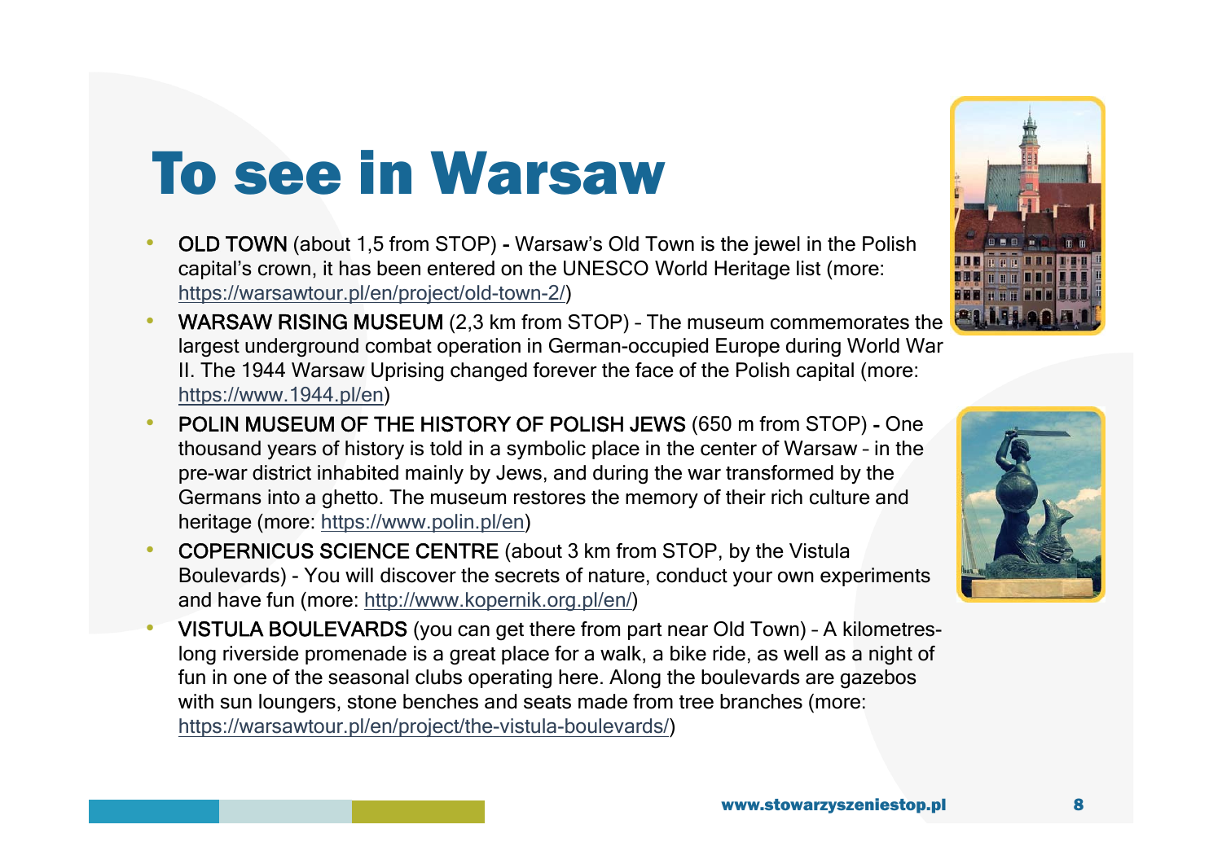# To see in Warsaw

- OLD TOWN (about 1,5 from STOP) - Warsaw's Old Town is the jewel in the Polish capital's crown, it has been entered on the UNESCO World Heritage list (more: https://warsawtour.pl/en/project/old-town-2/)
- WARSAW RISING MUSEUM (2,3 km from STOP) – The museum commemorates the largest underground combat operation in German-occupied Europe during World War II. The 1944 Warsaw Uprising changed forever the face of the Polish capital (more: https://www.1944.pl/en)
- POLIN MUSEUM OF THE HISTORY OF POLISH JEWS (650 m from STOP) - One thousand years of history is told in a symbolic place in the center of Warsaw – in the pre-war district inhabited mainly by Jews, and during the war transformed by the Germans into a ghetto. The museum restores the memory of their rich culture and heritage (more: https://www.polin.pl/en)
- COPERNICUS SCIENCE CENTRE (about 3 km from STOP, by the Vistula Boulevards) - You will discover the secrets of nature, conduct your own experiments and have fun (more: http://www.kopernik.org.pl/en/)
- VISTULA BOULEVARDS (you can get there from part near Old Town) – A kilometres-long riverside promenade is a great place for a walk, a bike ride, as well as a night of fun in one of the seasonal clubs operating here. Along the boulevards are gazebos with sun loungers, stone benches and seats made from tree branches (more: https://warsawtour.pl/en/project/the-vistula-boulevards/)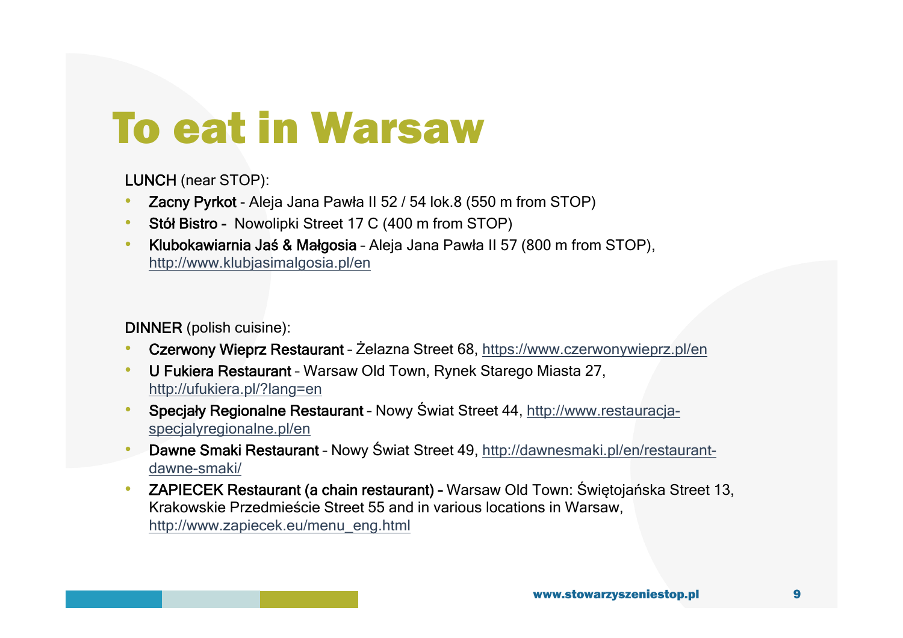# To eat in Warsaw

LUNCH (near STOP):

- **Zacny Pyrkot** - Aleja Jana Pawła II 52 / 54 lok.8 (550 m from STOP)
- **Stół Bistro -** Nowolipki Street 17 C (400 m from STOP)
- **Klubokawiarnia Jaś & Małgosia** – Aleja Jana Pawła II 57 (800 m from STOP), http://www.klubjasimalgosia.pl/en

DINNER (polish cuisine):

- **Czerwony Wieprz Restaurant** – Żelazna Street 68, https://www.czerwonywieprz.pl/en
- **U Fukiera Restaurant** – Warsaw Old Town, Rynek Starego Miasta 27, http://ufukiera.pl/?lang=en
- **Specjały Regionalne Restaurant** – Nowy Świat Street 44, http://www.restauracja-specjalyregionalne.pl/en
- **Dawne Smaki Restaurant** – Nowy Świat Street 49, http://dawnesmaki.pl/en/restaurant-dawne-smaki/
- **ZAPIECEK Restaurant (a chain restaurant) –** Warsaw Old Town: Świętojańska Street 13, Krakowskie Przedmieście Street 55 and in various locations in Warsaw, http://www.zapiecek.eu/menu_eng.html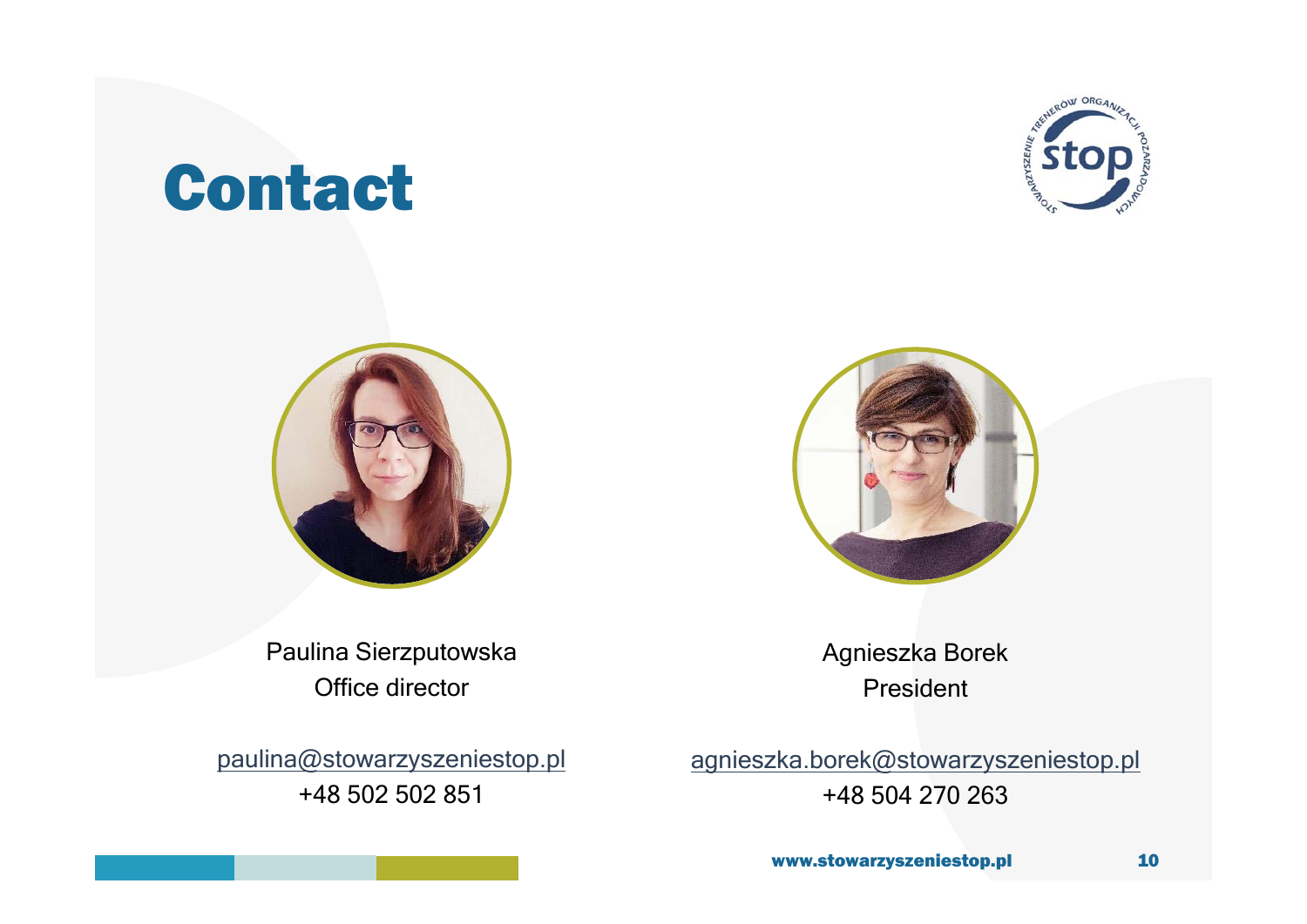# Contact

Paulina Sierzputowska
Office director

paulina@stowarzyszeniestop.pl
+48 502 502 851

Agnieszka Borek
President

agnieszka.borek@stowarzyszeniestop.pl
+48 504 270 263